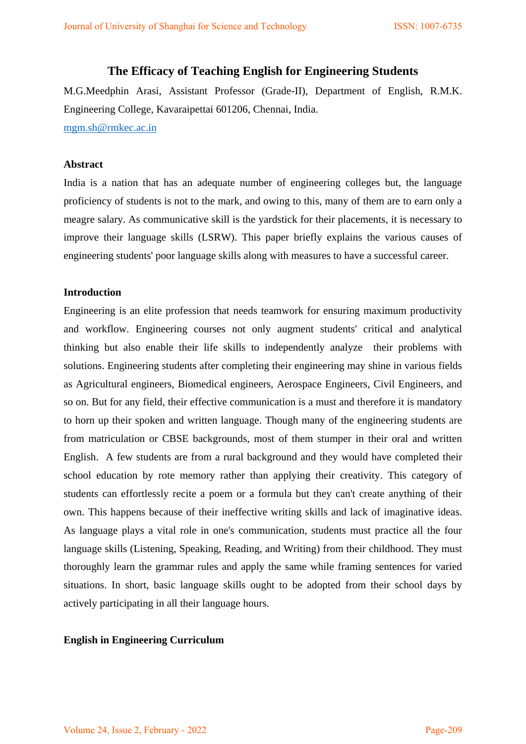# The Efficacy of Teaching English for Engineering Students

M.G.Meedphin Arasi, Assistant Professor (Grade-II), Department of English, R.M.K. Engineering College, Kavaraipettai 601206, Chennai, India.

mgm.sh@rmkec.ac.in

## Abstract

India is a nation that has an adequate number of engineering colleges but, the language proficiency of students is not to the mark, and owing to this, many of them are to earn only a meagre salary. As communicative skill is the yardstick for their placements, it is necessary to improve their language skills (LSRW). This paper briefly explains the various causes of engineering students' poor language skills along with measures to have a successful career.

## Introduction

Engineering is an elite profession that needs teamwork for ensuring maximum productivity and workflow. Engineering courses not only augment students' critical and analytical thinking but also enable their life skills to independently analyze their problems with solutions. Engineering students after completing their engineering may shine in various fields as Agricultural engineers, Biomedical engineers, Aerospace Engineers, Civil Engineers, and so on. But for any field, their effective communication is a must and therefore it is mandatory to horn up their spoken and written language. Though many of the engineering students are from matriculation or CBSE backgrounds, most of them stumper in their oral and written English. A few students are from a rural background and they would have completed their school education by rote memory rather than applying their creativity. This category of students can effortlessly recite a poem or a formula but they can't create anything of their own. This happens because of their ineffective writing skills and lack of imaginative ideas. As language plays a vital role in one's communication, students must practice all the four language skills (Listening, Speaking, Reading, and Writing) from their childhood. They must thoroughly learn the grammar rules and apply the same while framing sentences for varied situations. In short, basic language skills ought to be adopted from their school days by actively participating in all their language hours.

## English in Engineering Curriculum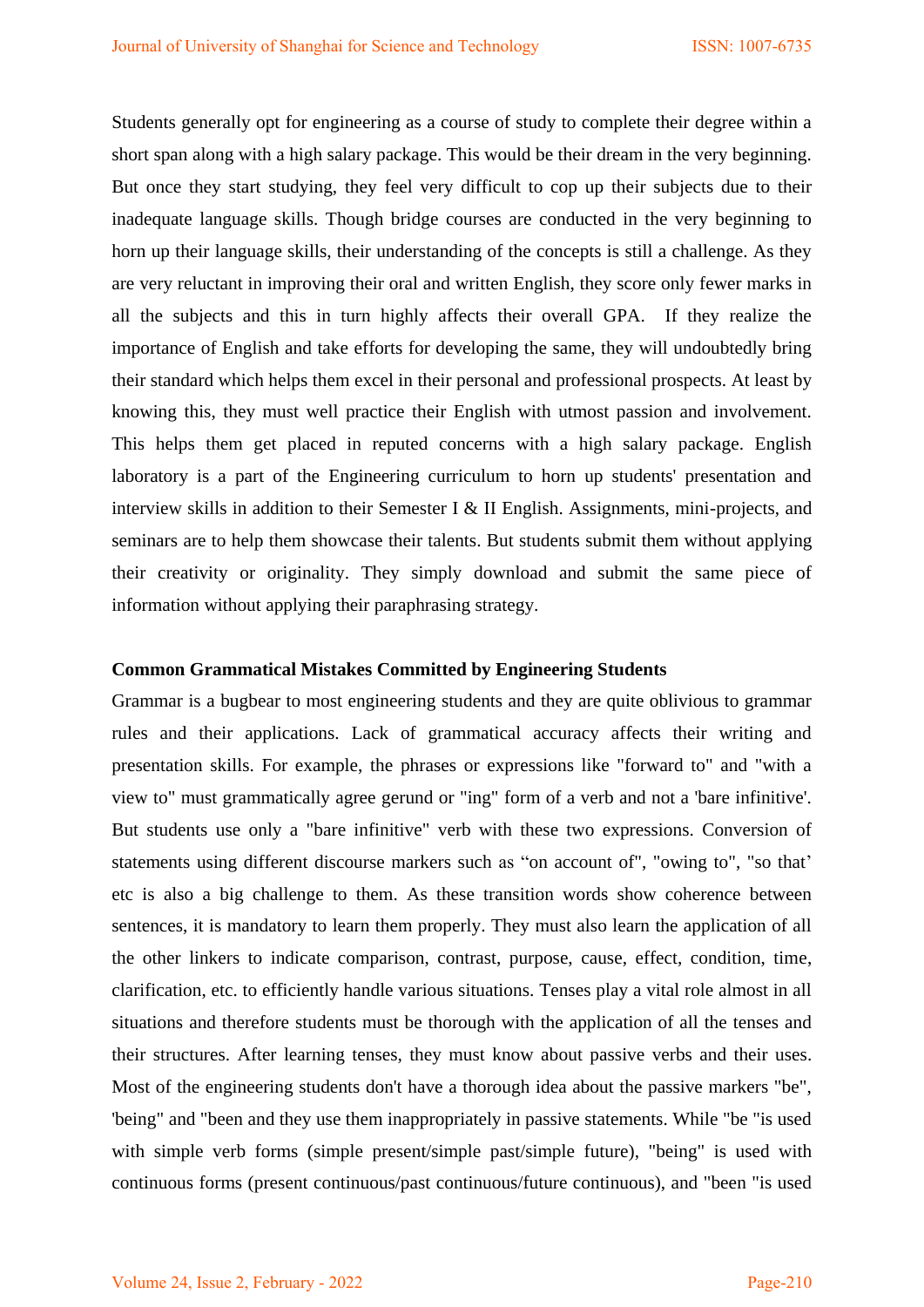Students generally opt for engineering as a course of study to complete their degree within a short span along with a high salary package. This would be their dream in the very beginning. But once they start studying, they feel very difficult to cop up their subjects due to their inadequate language skills. Though bridge courses are conducted in the very beginning to horn up their language skills, their understanding of the concepts is still a challenge. As they are very reluctant in improving their oral and written English, they score only fewer marks in all the subjects and this in turn highly affects their overall GPA. If they realize the importance of English and take efforts for developing the same, they will undoubtedly bring their standard which helps them excel in their personal and professional prospects. At least by knowing this, they must well practice their English with utmost passion and involvement. This helps them get placed in reputed concerns with a high salary package. English laboratory is a part of the Engineering curriculum to horn up students' presentation and interview skills in addition to their Semester I & II English. Assignments, mini-projects, and seminars are to help them showcase their talents. But students submit them without applying their creativity or originality. They simply download and submit the same piece of information without applying their paraphrasing strategy.

**Common Grammatical Mistakes Committed by Engineering Students**

Grammar is a bugbear to most engineering students and they are quite oblivious to grammar rules and their applications. Lack of grammatical accuracy affects their writing and presentation skills. For example, the phrases or expressions like "forward to" and "with a view to" must grammatically agree gerund or "ing" form of a verb and not a 'bare infinitive'. But students use only a "bare infinitive" verb with these two expressions. Conversion of statements using different discourse markers such as “on account of", "owing to", "so that’ etc is also a big challenge to them. As these transition words show coherence between sentences, it is mandatory to learn them properly. They must also learn the application of all the other linkers to indicate comparison, contrast, purpose, cause, effect, condition, time, clarification, etc. to efficiently handle various situations. Tenses play a vital role almost in all situations and therefore students must be thorough with the application of all the tenses and their structures. After learning tenses, they must know about passive verbs and their uses. Most of the engineering students don't have a thorough idea about the passive markers "be", 'being" and "been and they use them inappropriately in passive statements. While "be "is used with simple verb forms (simple present/simple past/simple future), "being" is used with continuous forms (present continuous/past continuous/future continuous), and "been "is used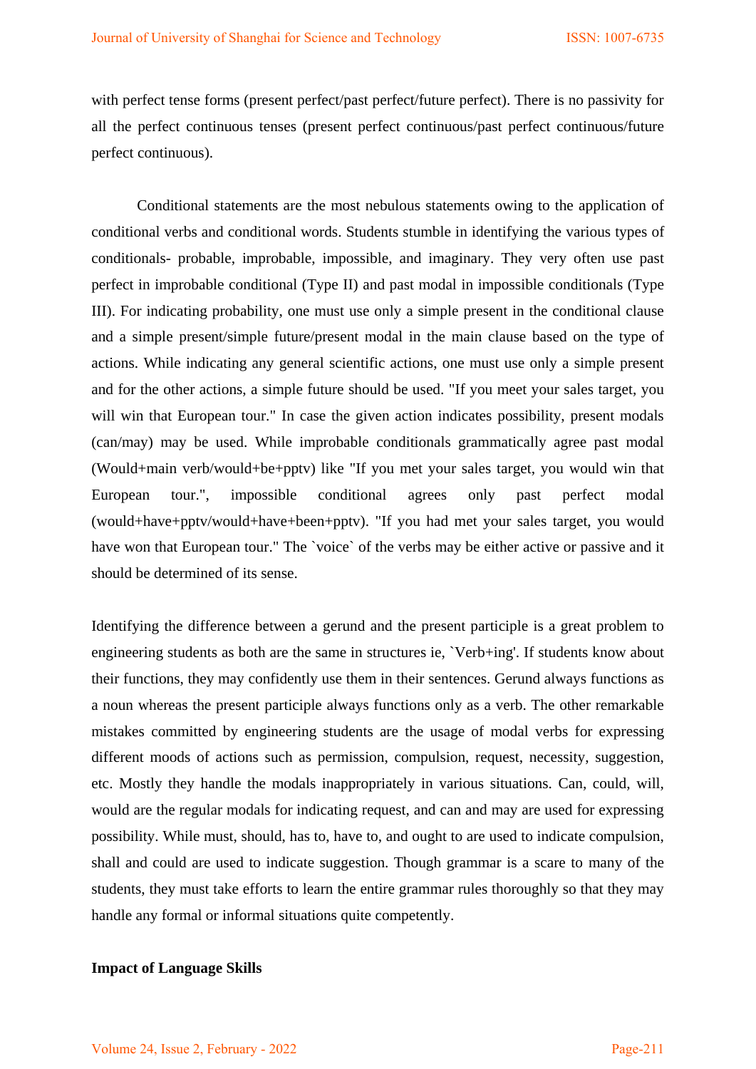with perfect tense forms (present perfect/past perfect/future perfect). There is no passivity for all the perfect continuous tenses (present perfect continuous/past perfect continuous/future perfect continuous).

Conditional statements are the most nebulous statements owing to the application of conditional verbs and conditional words. Students stumble in identifying the various types of conditionals- probable, improbable, impossible, and imaginary. They very often use past perfect in improbable conditional (Type II) and past modal in impossible conditionals (Type III). For indicating probability, one must use only a simple present in the conditional clause and a simple present/simple future/present modal in the main clause based on the type of actions. While indicating any general scientific actions, one must use only a simple present and for the other actions, a simple future should be used. "If you meet your sales target, you will win that European tour." In case the given action indicates possibility, present modals (can/may) may be used. While improbable conditionals grammatically agree past modal (Would+main verb/would+be+pptv) like "If you met your sales target, you would win that European tour.", impossible conditional agrees only past perfect modal (would+have+pptv/would+have+been+pptv). "If you had met your sales target, you would have won that European tour." The `voice` of the verbs may be either active or passive and it should be determined of its sense.

Identifying the difference between a gerund and the present participle is a great problem to engineering students as both are the same in structures ie, `Verb+ing'. If students know about their functions, they may confidently use them in their sentences. Gerund always functions as a noun whereas the present participle always functions only as a verb. The other remarkable mistakes committed by engineering students are the usage of modal verbs for expressing different moods of actions such as permission, compulsion, request, necessity, suggestion, etc. Mostly they handle the modals inappropriately in various situations. Can, could, will, would are the regular modals for indicating request, and can and may are used for expressing possibility. While must, should, has to, have to, and ought to are used to indicate compulsion, shall and could are used to indicate suggestion. Though grammar is a scare to many of the students, they must take efforts to learn the entire grammar rules thoroughly so that they may handle any formal or informal situations quite competently.

**Impact of Language Skills**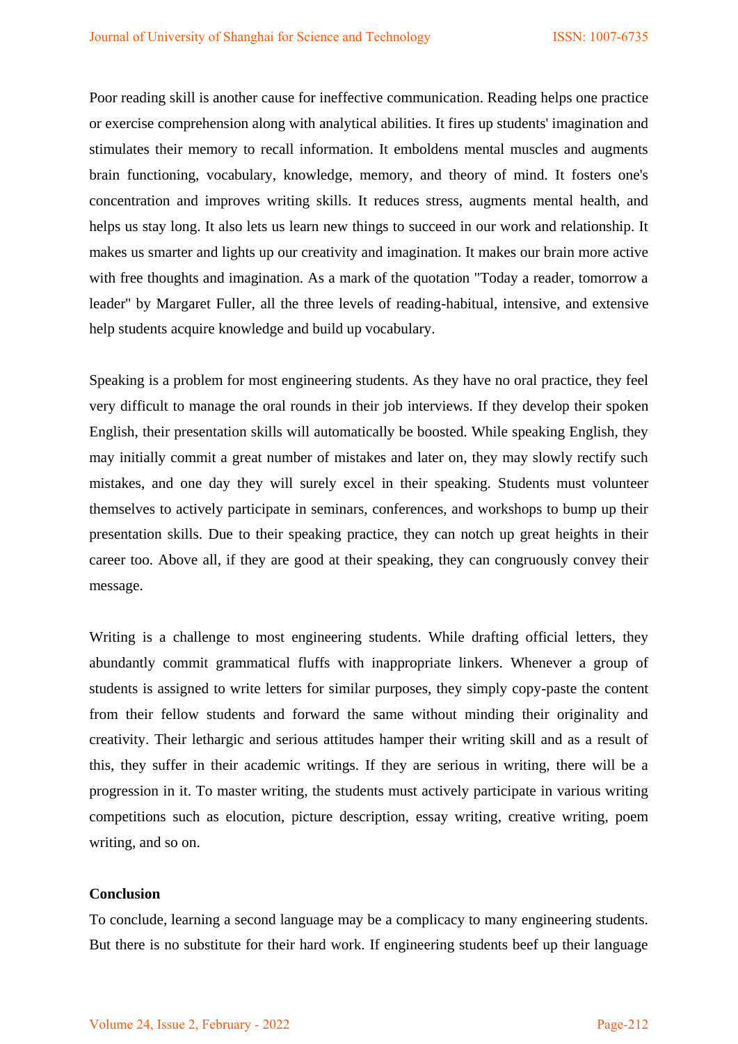Poor reading skill is another cause for ineffective communication. Reading helps one practice or exercise comprehension along with analytical abilities. It fires up students' imagination and stimulates their memory to recall information. It emboldens mental muscles and augments brain functioning, vocabulary, knowledge, memory, and theory of mind. It fosters one's concentration and improves writing skills. It reduces stress, augments mental health, and helps us stay long. It also lets us learn new things to succeed in our work and relationship. It makes us smarter and lights up our creativity and imagination. It makes our brain more active with free thoughts and imagination. As a mark of the quotation "Today a reader, tomorrow a leader" by Margaret Fuller, all the three levels of reading-habitual, intensive, and extensive help students acquire knowledge and build up vocabulary.

Speaking is a problem for most engineering students. As they have no oral practice, they feel very difficult to manage the oral rounds in their job interviews. If they develop their spoken English, their presentation skills will automatically be boosted. While speaking English, they may initially commit a great number of mistakes and later on, they may slowly rectify such mistakes, and one day they will surely excel in their speaking. Students must volunteer themselves to actively participate in seminars, conferences, and workshops to bump up their presentation skills. Due to their speaking practice, they can notch up great heights in their career too. Above all, if they are good at their speaking, they can congruously convey their message.

Writing is a challenge to most engineering students. While drafting official letters, they abundantly commit grammatical fluffs with inappropriate linkers. Whenever a group of students is assigned to write letters for similar purposes, they simply copy-paste the content from their fellow students and forward the same without minding their originality and creativity. Their lethargic and serious attitudes hamper their writing skill and as a result of this, they suffer in their academic writings. If they are serious in writing, there will be a progression in it. To master writing, the students must actively participate in various writing competitions such as elocution, picture description, essay writing, creative writing, poem writing, and so on.

**Conclusion**

To conclude, learning a second language may be a complicacy to many engineering students. But there is no substitute for their hard work. If engineering students beef up their language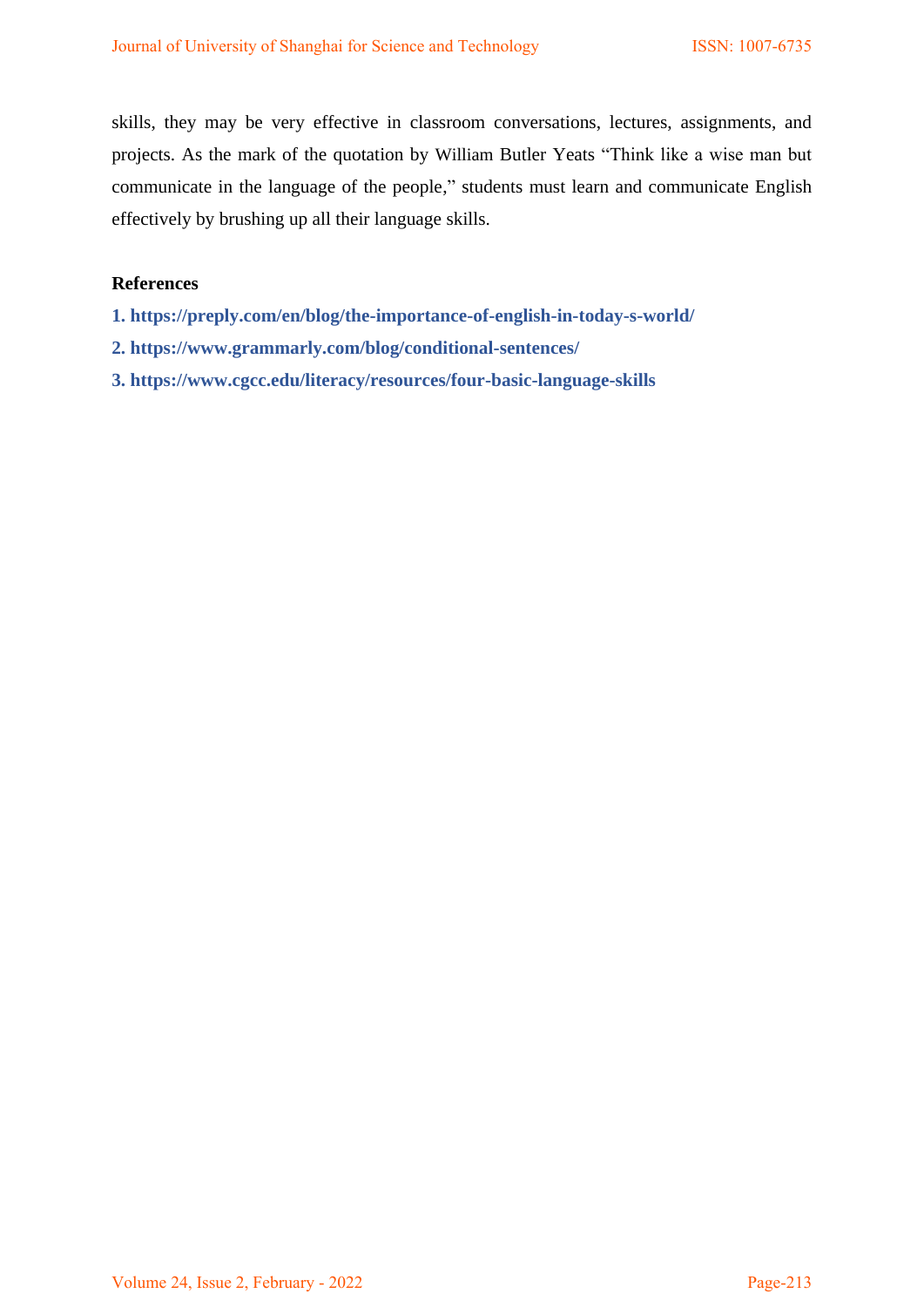skills, they may be very effective in classroom conversations, lectures, assignments, and projects. As the mark of the quotation by William Butler Yeats "Think like a wise man but communicate in the language of the people," students must learn and communicate English effectively by brushing up all their language skills.

**References**

1. **https://preply.com/en/blog/the-importance-of-english-in-today-s-world/**
2. **https://www.grammarly.com/blog/conditional-sentences/**
3. **https://www.cgcc.edu/literacy/resources/four-basic-language-skills**